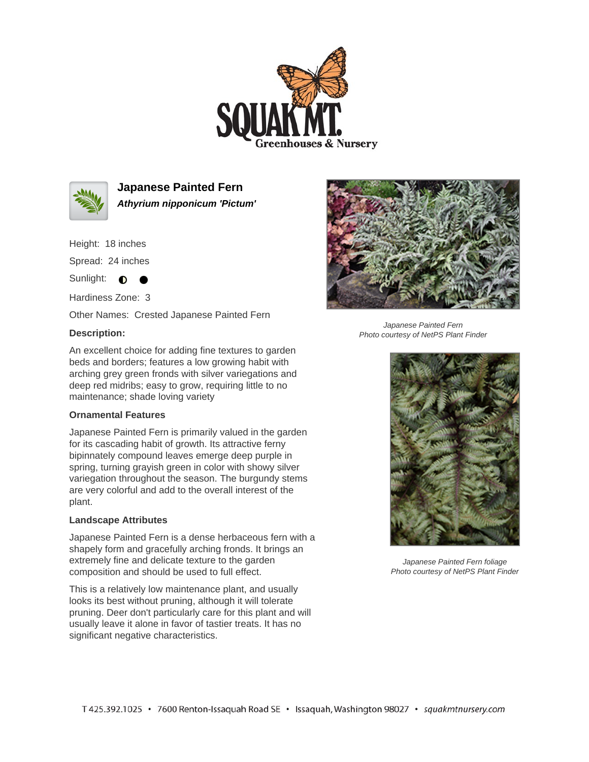# Japanese Painted Fern

***Athyrium nipponicum 'Pictum'***

Height: 18 inches

Spread: 24 inches

Sunlight: ◐ ●

Hardiness Zone: 3

Other Names: Crested Japanese Painted Fern

**Description:**

An excellent choice for adding fine textures to garden beds and borders; features a low growing habit with arching grey green fronds with silver variegations and deep red midribs; easy to grow, requiring little to no maintenance; shade loving variety

### Ornamental Features

Japanese Painted Fern is primarily valued in the garden for its cascading habit of growth. Its attractive ferny bipinnately compound leaves emerge deep purple in spring, turning grayish green in color with showy silver variegation throughout the season. The burgundy stems are very colorful and add to the overall interest of the plant.

### Landscape Attributes

Japanese Painted Fern is a dense herbaceous fern with a shapely form and gracefully arching fronds. It brings an extremely fine and delicate texture to the garden composition and should be used to full effect.

This is a relatively low maintenance plant, and usually looks its best without pruning, although it will tolerate pruning. Deer don't particularly care for this plant and will usually leave it alone in favor of tastier treats. It has no significant negative characteristics.

*Japanese Painted Fern*
*Photo courtesy of NetPS Plant Finder*

*Japanese Painted Fern foliage*
*Photo courtesy of NetPS Plant Finder*

T 425.392.1025 • 7600 Renton-Issaquah Road SE • Issaquah, Washington 98027 • *squakmtnursery.com*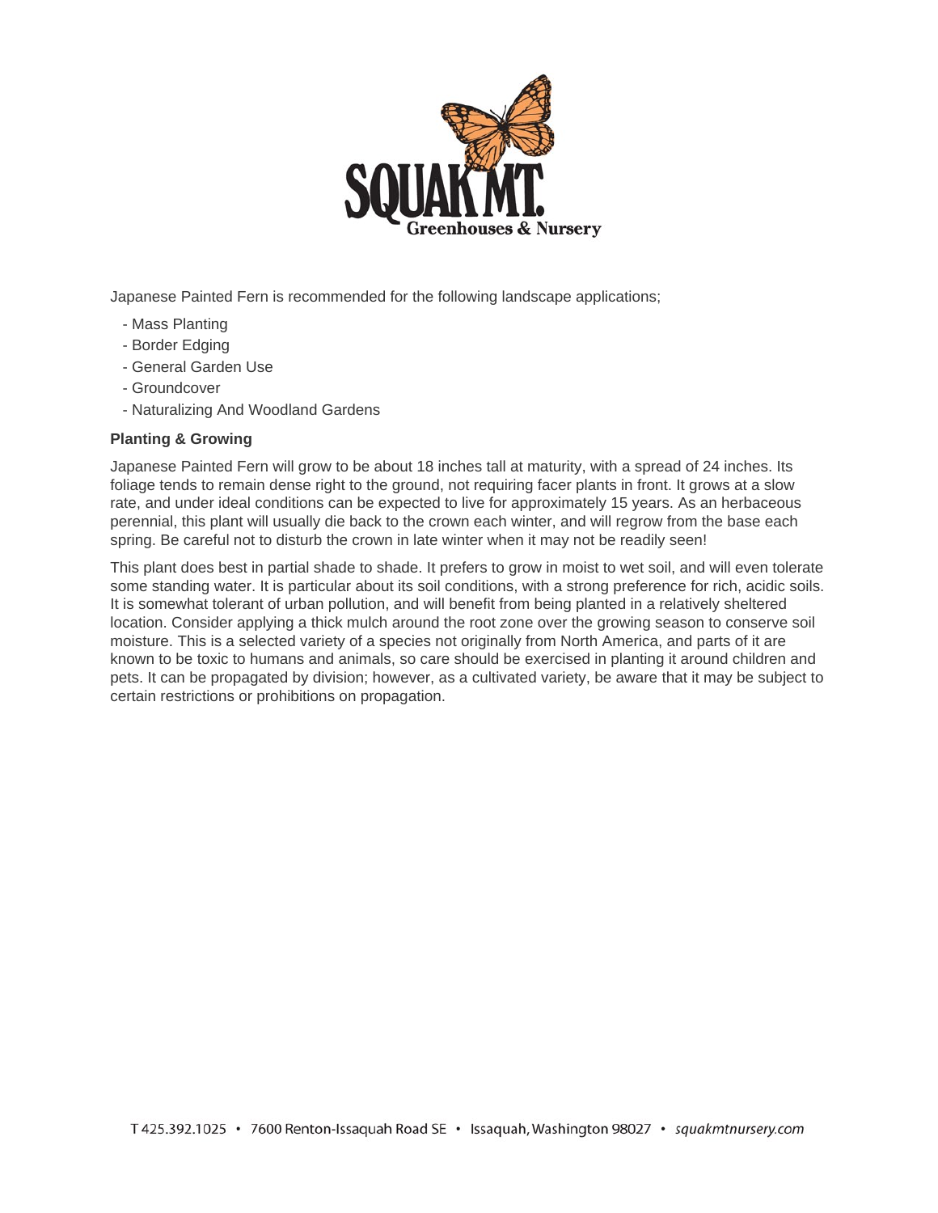Japanese Painted Fern is recommended for the following landscape applications;

- Mass Planting
- Border Edging
- General Garden Use
- Groundcover
- Naturalizing And Woodland Gardens

**Planting & Growing**

Japanese Painted Fern will grow to be about 18 inches tall at maturity, with a spread of 24 inches. Its foliage tends to remain dense right to the ground, not requiring facer plants in front. It grows at a slow rate, and under ideal conditions can be expected to live for approximately 15 years. As an herbaceous perennial, this plant will usually die back to the crown each winter, and will regrow from the base each spring. Be careful not to disturb the crown in late winter when it may not be readily seen!

This plant does best in partial shade to shade. It prefers to grow in moist to wet soil, and will even tolerate some standing water. It is particular about its soil conditions, with a strong preference for rich, acidic soils. It is somewhat tolerant of urban pollution, and will benefit from being planted in a relatively sheltered location. Consider applying a thick mulch around the root zone over the growing season to conserve soil moisture. This is a selected variety of a species not originally from North America, and parts of it are known to be toxic to humans and animals, so care should be exercised in planting it around children and pets. It can be propagated by division; however, as a cultivated variety, be aware that it may be subject to certain restrictions or prohibitions on propagation.